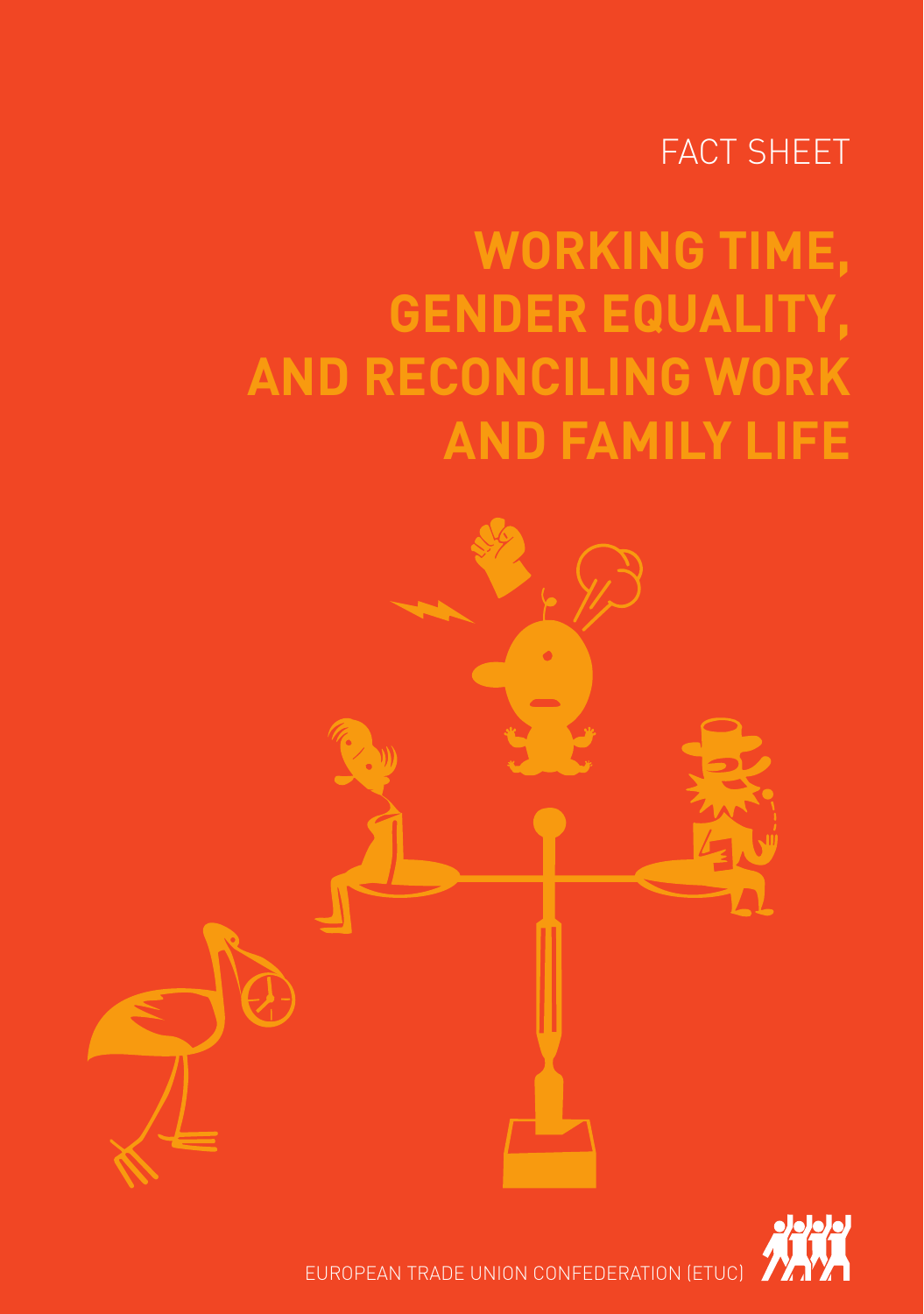FACT SHEET

# WORKING TIME, GENDER EQUALITY, AND RECONCILING WORK AND FAMILY LIFE

EUROPEAN TRADE UNION CONFEDERATION (ETUC)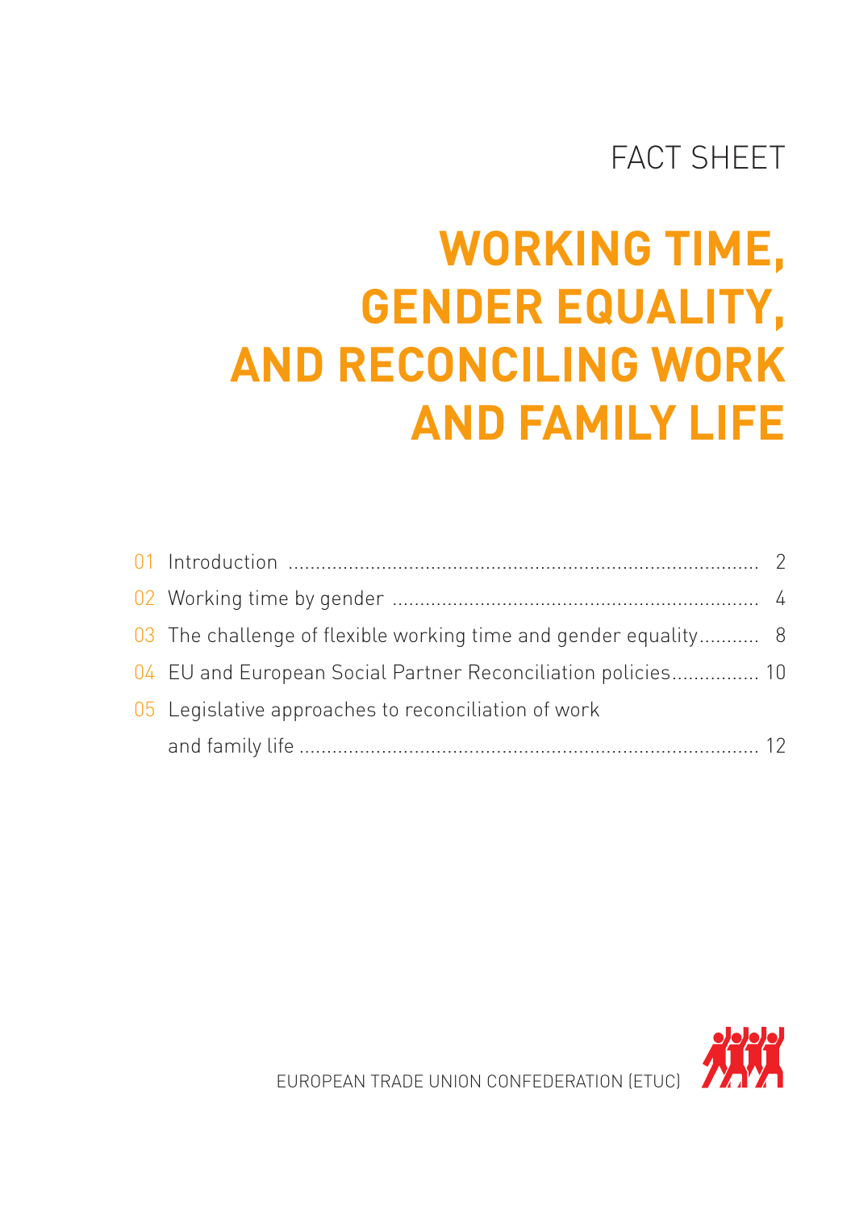FACT SHEET

# WORKING TIME, GENDER EQUALITY, AND RECONCILING WORK AND FAMILY LIFE

| | | |
|---|---|---|
| 01 | Introduction | 2 |
| 02 | Working time by gender | 4 |
| 03 | The challenge of flexible working time and gender equality | 8 |
| 04 | EU and European Social Partner Reconciliation policies | 10 |
| 05 | Legislative approaches to reconciliation of work and family life | 12 |

EUROPEAN TRADE UNION CONFEDERATION (ETUC)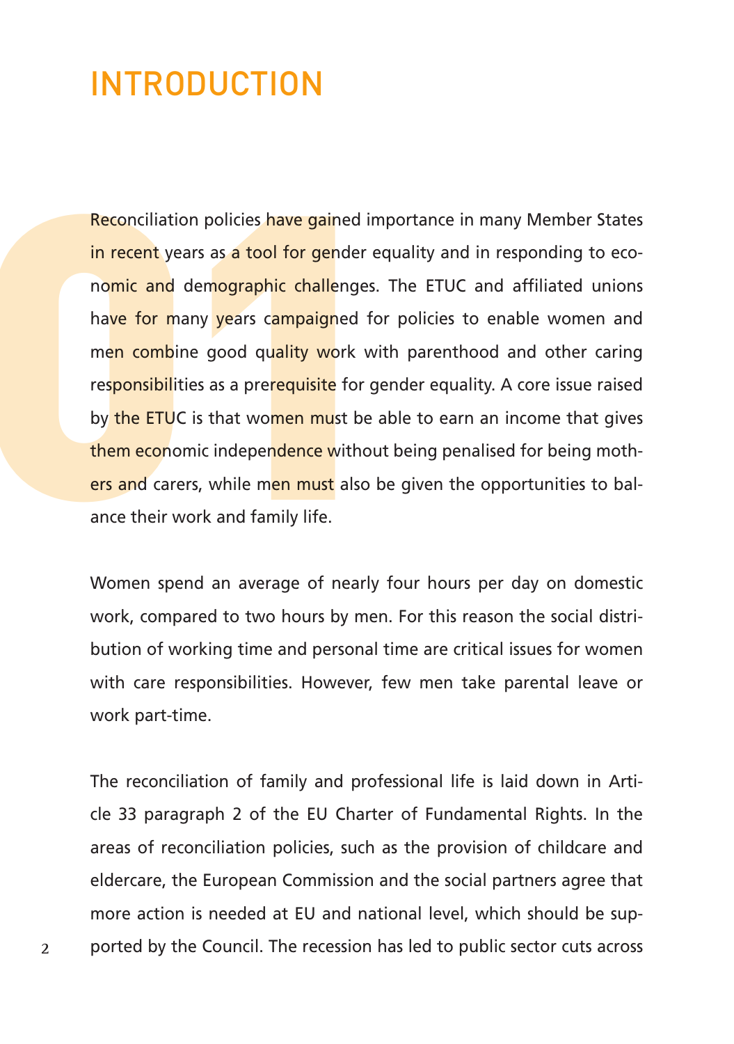# INTRODUCTION

Reconciliation policies have gained importance in many Member States in recent years as a tool for gender equality and in responding to economic and demographic challenges. The ETUC and affiliated unions have for many years campaigned for policies to enable women and men combine good quality work with parenthood and other caring responsibilities as a prerequisite for gender equality. A core issue raised by the ETUC is that women must be able to earn an income that gives them economic independence without being penalised for being mothers and carers, while men must also be given the opportunities to balance their work and family life.

Women spend an average of nearly four hours per day on domestic work, compared to two hours by men. For this reason the social distribution of working time and personal time are critical issues for women with care responsibilities. However, few men take parental leave or work part-time.

The reconciliation of family and professional life is laid down in Article 33 paragraph 2 of the EU Charter of Fundamental Rights. In the areas of reconciliation policies, such as the provision of childcare and eldercare, the European Commission and the social partners agree that more action is needed at EU and national level, which should be supported by the Council. The recession has led to public sector cuts across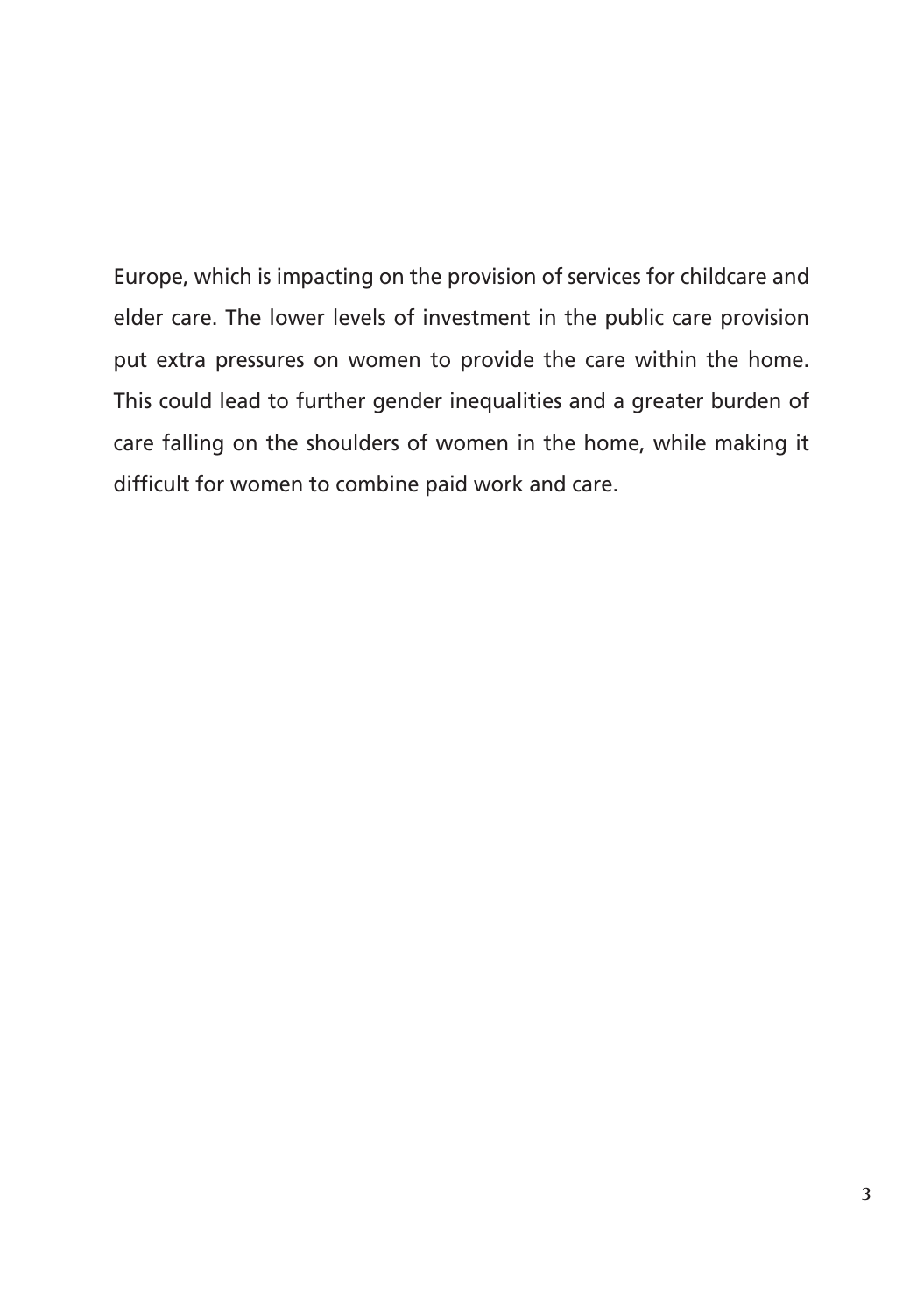Europe, which is impacting on the provision of services for childcare and elder care. The lower levels of investment in the public care provision put extra pressures on women to provide the care within the home. This could lead to further gender inequalities and a greater burden of care falling on the shoulders of women in the home, while making it difficult for women to combine paid work and care.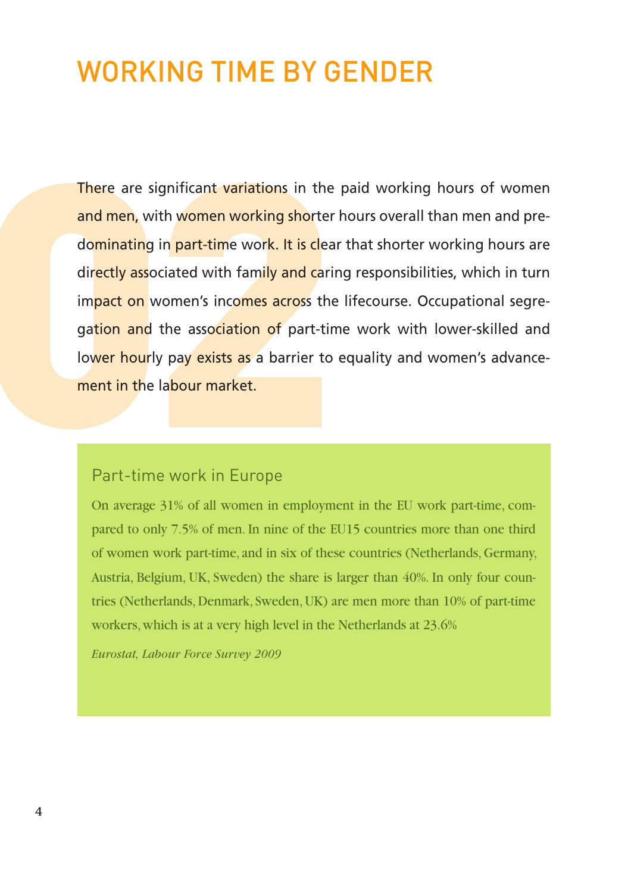# WORKING TIME BY GENDER

There are significant variations in the paid working hours of women and men, with women working shorter hours overall than men and predominating in part-time work. It is clear that shorter working hours are directly associated with family and caring responsibilities, which in turn impact on women's incomes across the lifecourse. Occupational segregation and the association of part-time work with lower-skilled and lower hourly pay exists as a barrier to equality and women's advancement in the labour market.

## Part-time work in Europe

On average 31% of all women in employment in the EU work part-time, compared to only 7.5% of men. In nine of the EU15 countries more than one third of women work part-time, and in six of these countries (Netherlands, Germany, Austria, Belgium, UK, Sweden) the share is larger than 40%. In only four countries (Netherlands, Denmark, Sweden, UK) are men more than 10% of part-time workers, which is at a very high level in the Netherlands at 23.6%

*Eurostat, Labour Force Survey 2009*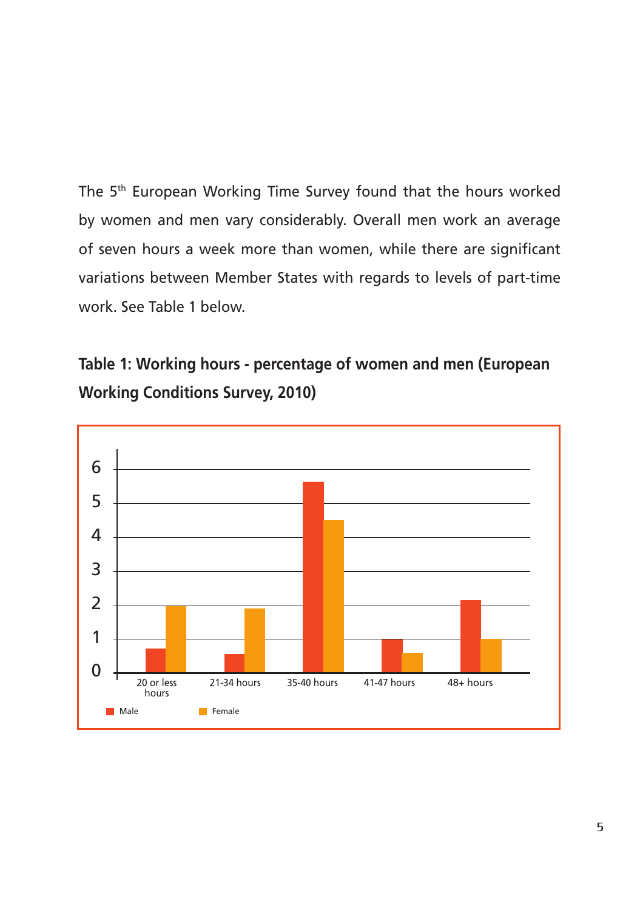The 5th European Working Time Survey found that the hours worked by women and men vary considerably. Overall men work an average of seven hours a week more than women, while there are significant variations between Member States with regards to levels of part-time work. See Table 1 below.

**Table 1: Working hours - percentage of women and men (European Working Conditions Survey, 2010)**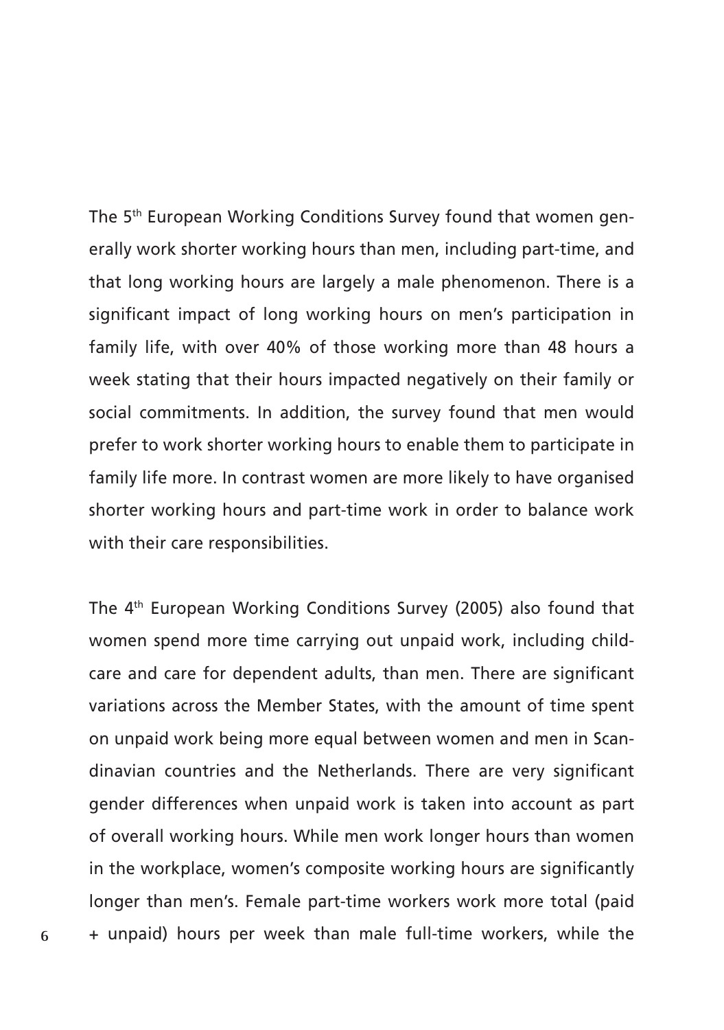The 5th European Working Conditions Survey found that women generally work shorter working hours than men, including part-time, and that long working hours are largely a male phenomenon. There is a significant impact of long working hours on men's participation in family life, with over 40% of those working more than 48 hours a week stating that their hours impacted negatively on their family or social commitments. In addition, the survey found that men would prefer to work shorter working hours to enable them to participate in family life more. In contrast women are more likely to have organised shorter working hours and part-time work in order to balance work with their care responsibilities.

The 4th European Working Conditions Survey (2005) also found that women spend more time carrying out unpaid work, including childcare and care for dependent adults, than men. There are significant variations across the Member States, with the amount of time spent on unpaid work being more equal between women and men in Scandinavian countries and the Netherlands. There are very significant gender differences when unpaid work is taken into account as part of overall working hours. While men work longer hours than women in the workplace, women's composite working hours are significantly longer than men's. Female part-time workers work more total (paid + unpaid) hours per week than male full-time workers, while the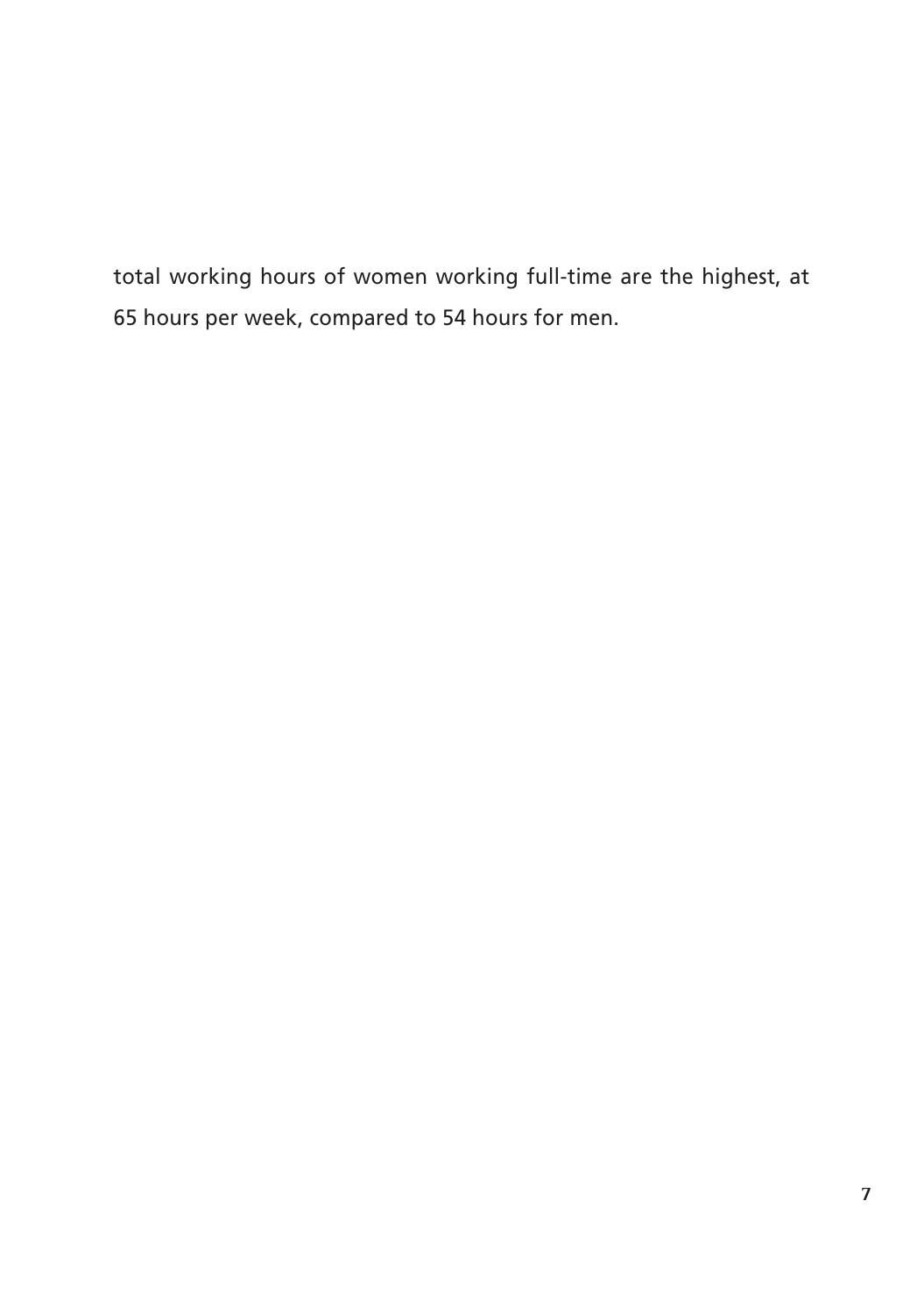total working hours of women working full-time are the highest, at 65 hours per week, compared to 54 hours for men.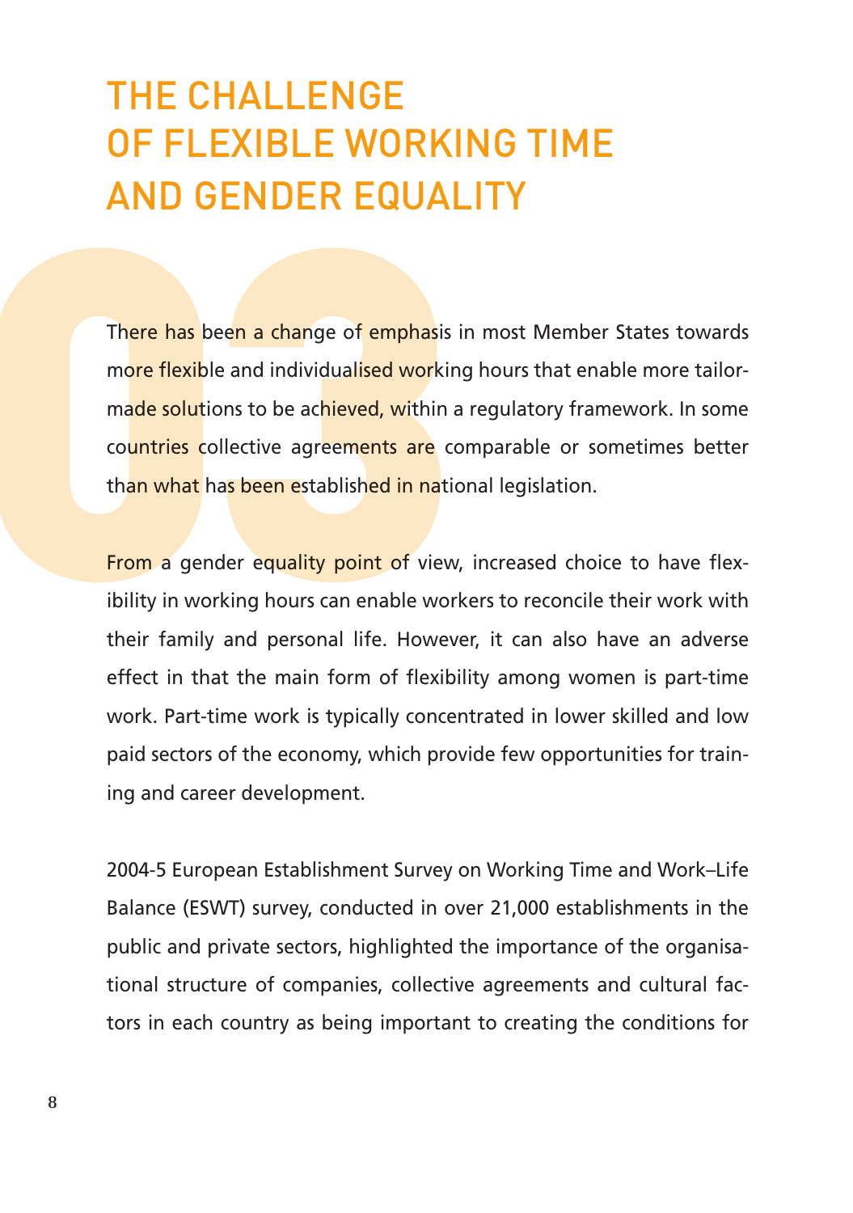# THE CHALLENGE OF FLEXIBLE WORKING TIME AND GENDER EQUALITY

There has been a change of emphasis in most Member States towards more flexible and individualised working hours that enable more tailor-made solutions to be achieved, within a regulatory framework. In some countries collective agreements are comparable or sometimes better than what has been established in national legislation.

From a gender equality point of view, increased choice to have flexibility in working hours can enable workers to reconcile their work with their family and personal life. However, it can also have an adverse effect in that the main form of flexibility among women is part-time work. Part-time work is typically concentrated in lower skilled and low paid sectors of the economy, which provide few opportunities for training and career development.

2004-5 European Establishment Survey on Working Time and Work–Life Balance (ESWT) survey, conducted in over 21,000 establishments in the public and private sectors, highlighted the importance of the organisational structure of companies, collective agreements and cultural factors in each country as being important to creating the conditions for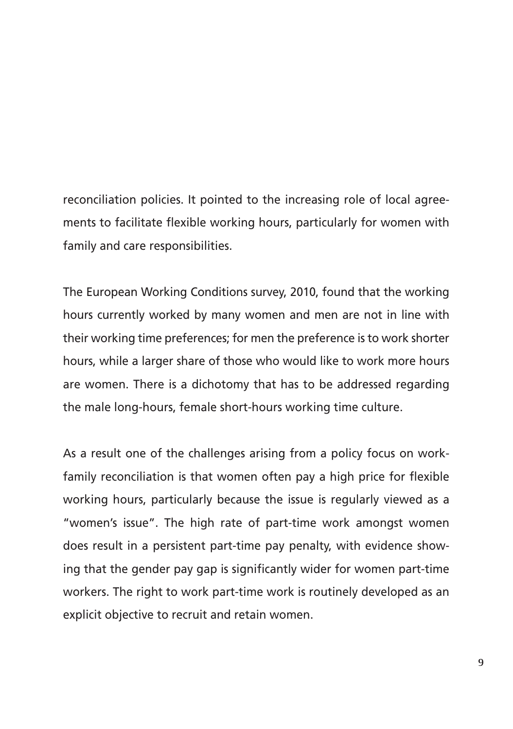reconciliation policies. It pointed to the increasing role of local agreements to facilitate flexible working hours, particularly for women with family and care responsibilities.

The European Working Conditions survey, 2010, found that the working hours currently worked by many women and men are not in line with their working time preferences; for men the preference is to work shorter hours, while a larger share of those who would like to work more hours are women. There is a dichotomy that has to be addressed regarding the male long-hours, female short-hours working time culture.

As a result one of the challenges arising from a policy focus on work-family reconciliation is that women often pay a high price for flexible working hours, particularly because the issue is regularly viewed as a "women's issue". The high rate of part-time work amongst women does result in a persistent part-time pay penalty, with evidence showing that the gender pay gap is significantly wider for women part-time workers. The right to work part-time work is routinely developed as an explicit objective to recruit and retain women.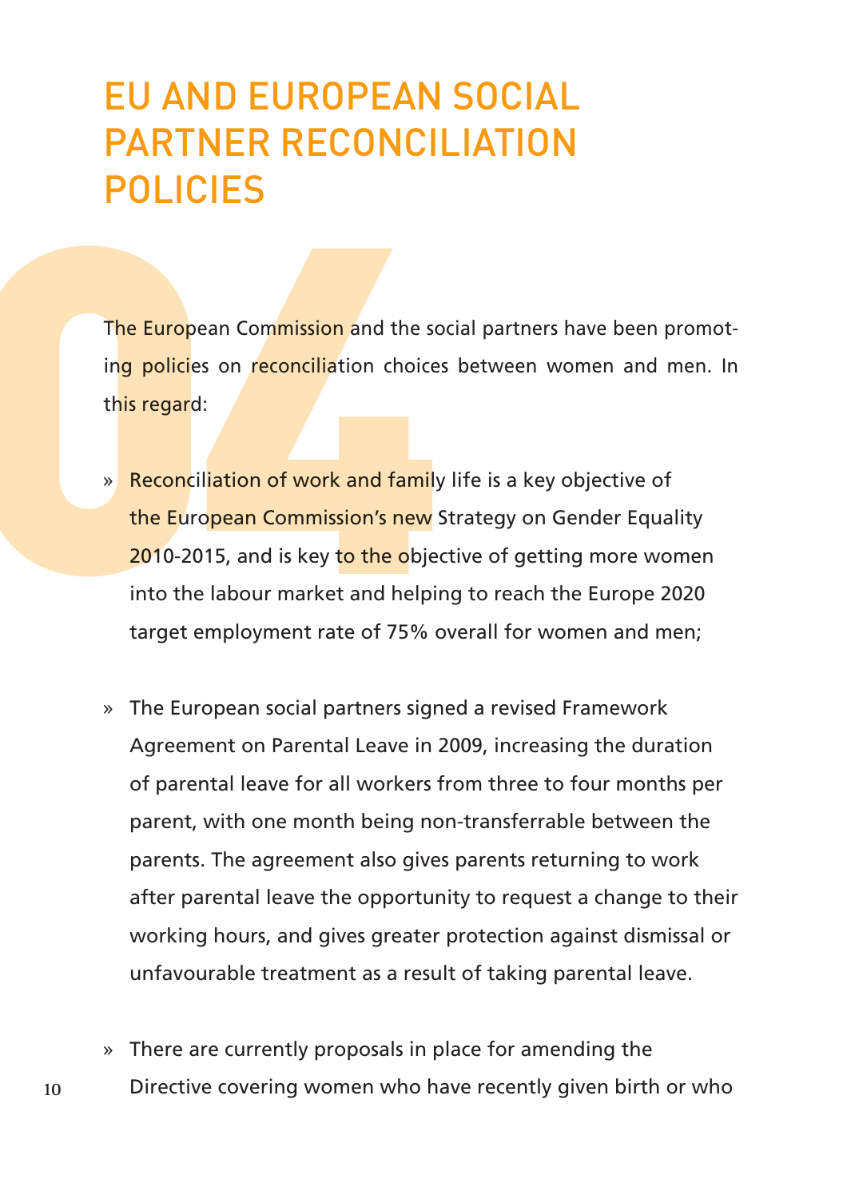# EU AND EUROPEAN SOCIAL PARTNER RECONCILIATION POLICIES

The European Commission and the social partners have been promoting policies on reconciliation choices between women and men. In this regard:

- Reconciliation of work and family life is a key objective of the European Commission's new Strategy on Gender Equality 2010-2015, and is key to the objective of getting more women into the labour market and helping to reach the Europe 2020 target employment rate of 75% overall for women and men;
- The European social partners signed a revised Framework Agreement on Parental Leave in 2009, increasing the duration of parental leave for all workers from three to four months per parent, with one month being non-transferrable between the parents. The agreement also gives parents returning to work after parental leave the opportunity to request a change to their working hours, and gives greater protection against dismissal or unfavourable treatment as a result of taking parental leave.
- There are currently proposals in place for amending the Directive covering women who have recently given birth or who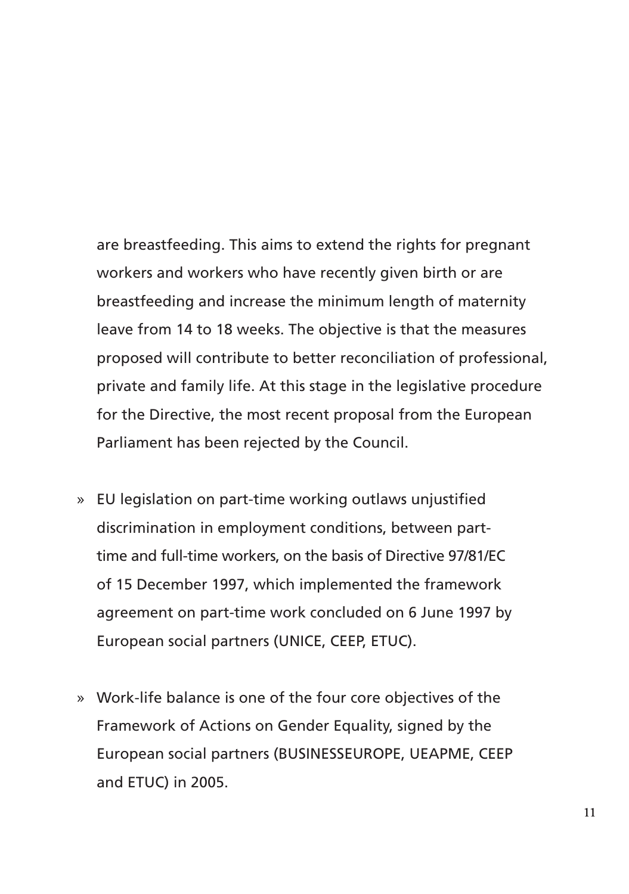are breastfeeding. This aims to extend the rights for pregnant workers and workers who have recently given birth or are breastfeeding and increase the minimum length of maternity leave from 14 to 18 weeks. The objective is that the measures proposed will contribute to better reconciliation of professional, private and family life. At this stage in the legislative procedure for the Directive, the most recent proposal from the European Parliament has been rejected by the Council.

» EU legislation on part-time working outlaws unjustified discrimination in employment conditions, between part-time and full-time workers, on the basis of Directive 97/81/EC of 15 December 1997, which implemented the framework agreement on part-time work concluded on 6 June 1997 by European social partners (UNICE, CEEP, ETUC).

» Work-life balance is one of the four core objectives of the Framework of Actions on Gender Equality, signed by the European social partners (BUSINESSEUROPE, UEAPME, CEEP and ETUC) in 2005.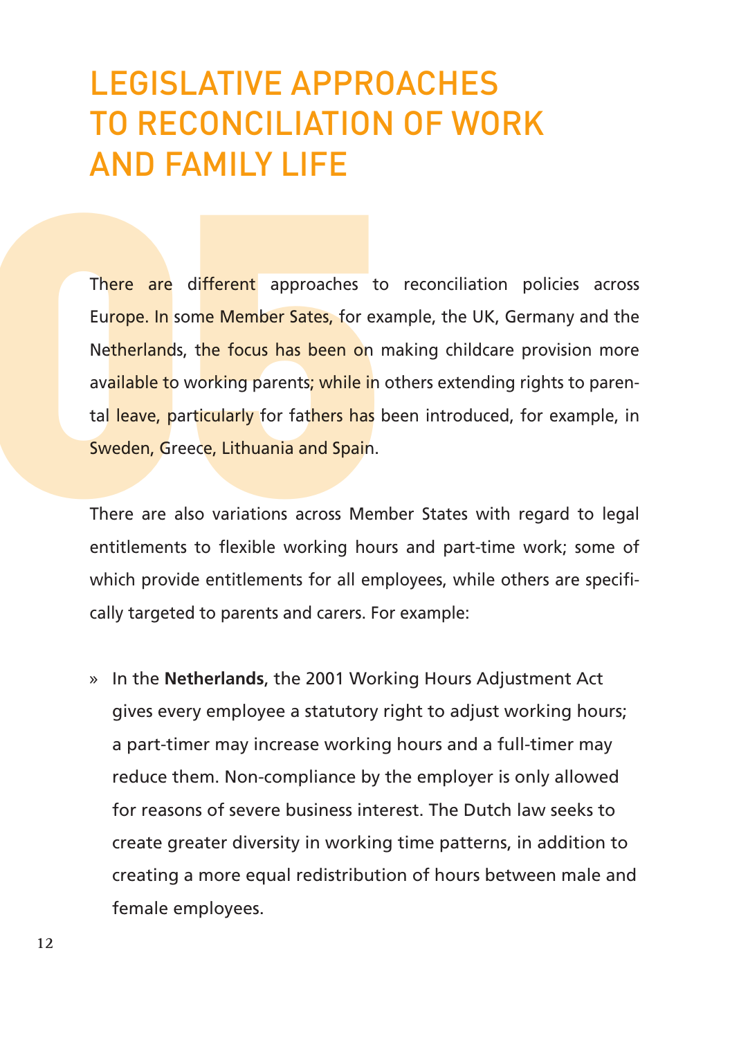# LEGISLATIVE APPROACHES TO RECONCILIATION OF WORK AND FAMILY LIFE

There are different approaches to reconciliation policies across Europe. In some Member Sates, for example, the UK, Germany and the Netherlands, the focus has been on making childcare provision more available to working parents; while in others extending rights to parental leave, particularly for fathers has been introduced, for example, in Sweden, Greece, Lithuania and Spain.

There are also variations across Member States with regard to legal entitlements to flexible working hours and part-time work; some of which provide entitlements for all employees, while others are specifically targeted to parents and carers. For example:

» In the **Netherlands**, the 2001 Working Hours Adjustment Act gives every employee a statutory right to adjust working hours; a part-timer may increase working hours and a full-timer may reduce them. Non-compliance by the employer is only allowed for reasons of severe business interest. The Dutch law seeks to create greater diversity in working time patterns, in addition to creating a more equal redistribution of hours between male and female employees.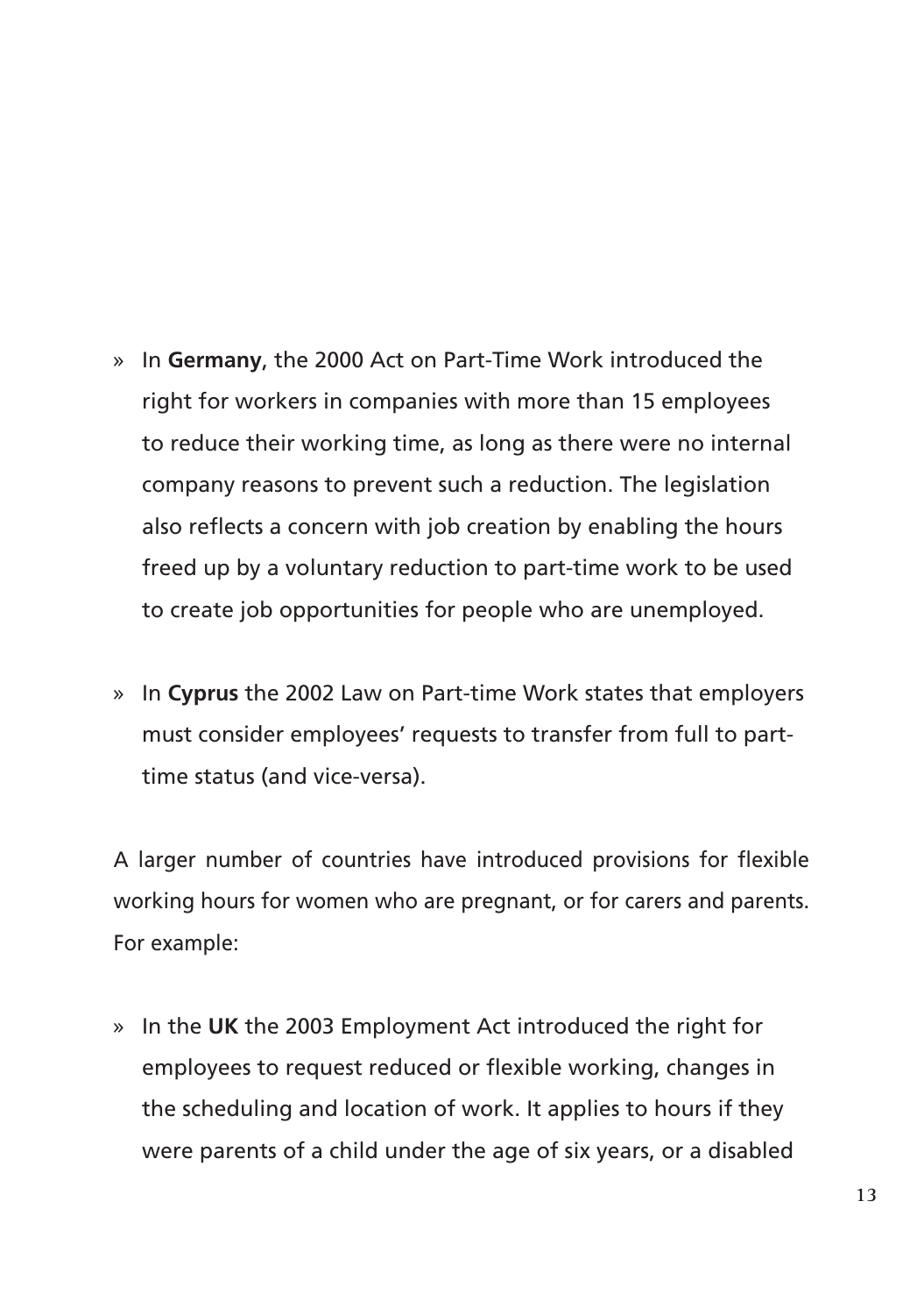- In **Germany**, the 2000 Act on Part-Time Work introduced the right for workers in companies with more than 15 employees to reduce their working time, as long as there were no internal company reasons to prevent such a reduction. The legislation also reflects a concern with job creation by enabling the hours freed up by a voluntary reduction to part-time work to be used to create job opportunities for people who are unemployed.

- In **Cyprus** the 2002 Law on Part-time Work states that employers must consider employees' requests to transfer from full to part-time status (and vice-versa).

A larger number of countries have introduced provisions for flexible working hours for women who are pregnant, or for carers and parents. For example:

- In the **UK** the 2003 Employment Act introduced the right for employees to request reduced or flexible working, changes in the scheduling and location of work. It applies to hours if they were parents of a child under the age of six years, or a disabled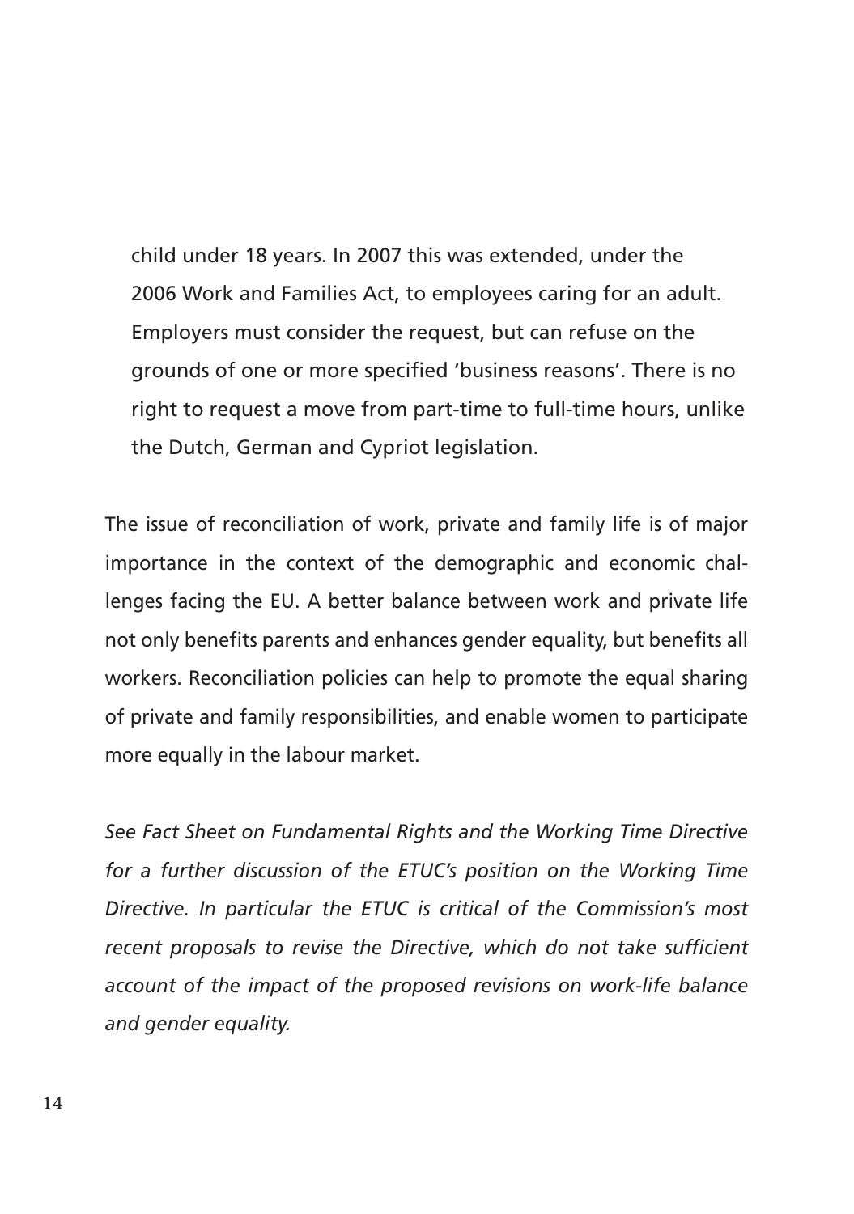child under 18 years. In 2007 this was extended, under the 2006 Work and Families Act, to employees caring for an adult. Employers must consider the request, but can refuse on the grounds of one or more specified 'business reasons'. There is no right to request a move from part-time to full-time hours, unlike the Dutch, German and Cypriot legislation.

The issue of reconciliation of work, private and family life is of major importance in the context of the demographic and economic challenges facing the EU. A better balance between work and private life not only benefits parents and enhances gender equality, but benefits all workers. Reconciliation policies can help to promote the equal sharing of private and family responsibilities, and enable women to participate more equally in the labour market.

*See Fact Sheet on Fundamental Rights and the Working Time Directive for a further discussion of the ETUC's position on the Working Time Directive. In particular the ETUC is critical of the Commission's most recent proposals to revise the Directive, which do not take sufficient account of the impact of the proposed revisions on work-life balance and gender equality.*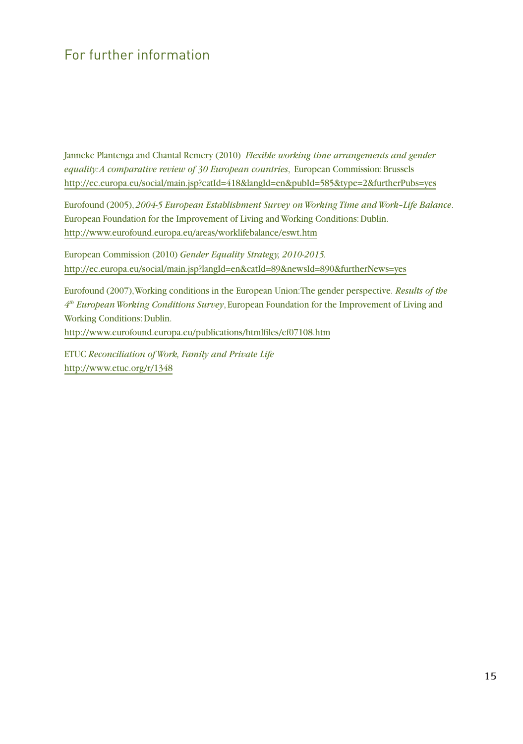## For further information

Janneke Plantenga and Chantal Remery (2010) *Flexible working time arrangements and gender equality: A comparative review of 30 European countries*, European Commission: Brussels
http://ec.europa.eu/social/main.jsp?catId=418&langId=en&pubId=585&type=2&furtherPubs=yes

Eurofound (2005), *2004-5 European Establishment Survey on Working Time and Work-Life Balance*. European Foundation for the Improvement of Living and Working Conditions: Dublin.
http://www.eurofound.europa.eu/areas/worklifebalance/eswt.htm

European Commission (2010) *Gender Equality Strategy, 2010-2015.*
http://ec.europa.eu/social/main.jsp?langId=en&catId=89&newsId=890&furtherNews=yes

Eurofound (2007), Working conditions in the European Union: The gender perspective. *Results of the 4th European Working Conditions Survey*, European Foundation for the Improvement of Living and Working Conditions: Dublin.
http://www.eurofound.europa.eu/publications/htmlfiles/ef07108.htm

ETUC *Reconciliation of Work, Family and Private Life*
http://www.etuc.org/r/1348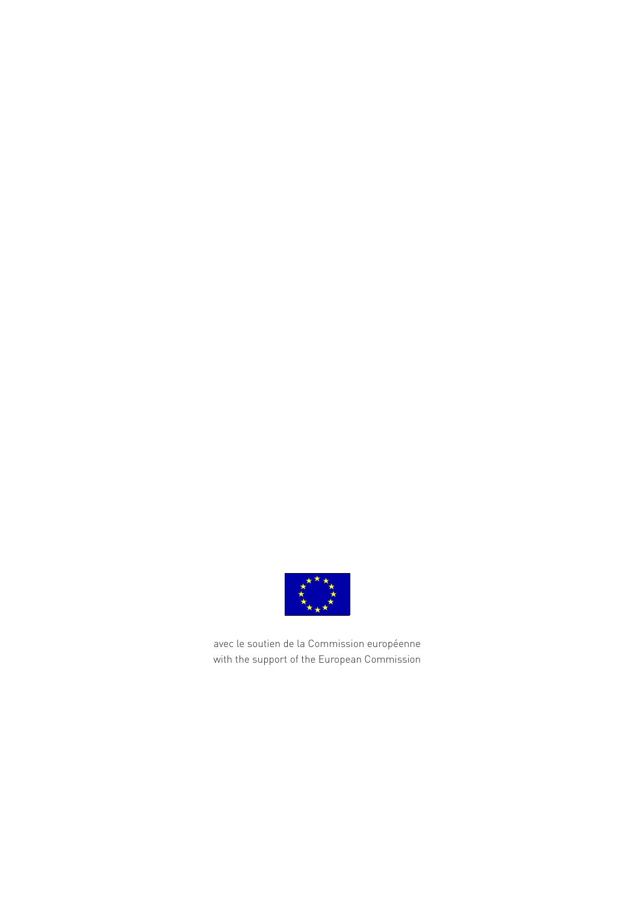avec le soutien de la Commission européenne
with the support of the European Commission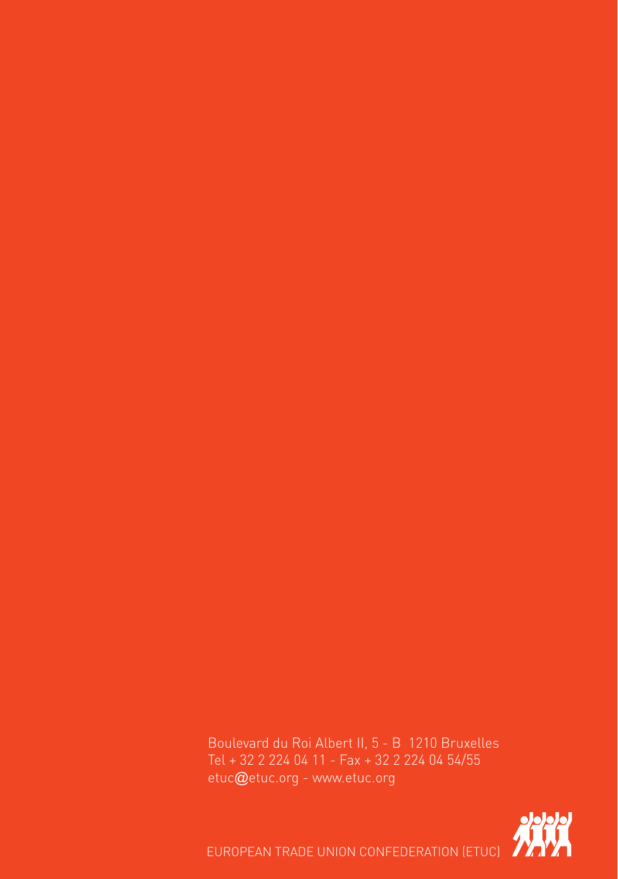Boulevard du Roi Albert II, 5 - B 1210 Bruxelles
Tel + 32 2 224 04 11 - Fax + 32 2 224 04 54/55
etuc@etuc.org - www.etuc.org

EUROPEAN TRADE UNION CONFEDERATION (ETUC)